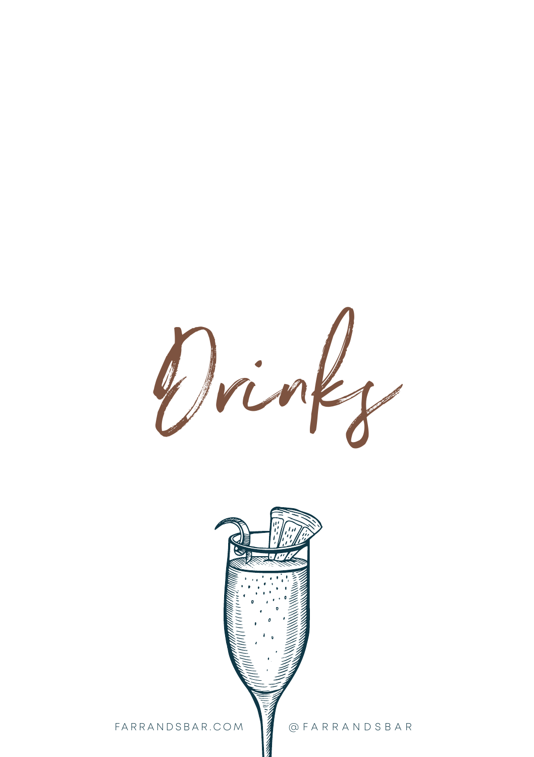# Drinks

FARRANDSBAR.COM

@FARRANDSBAR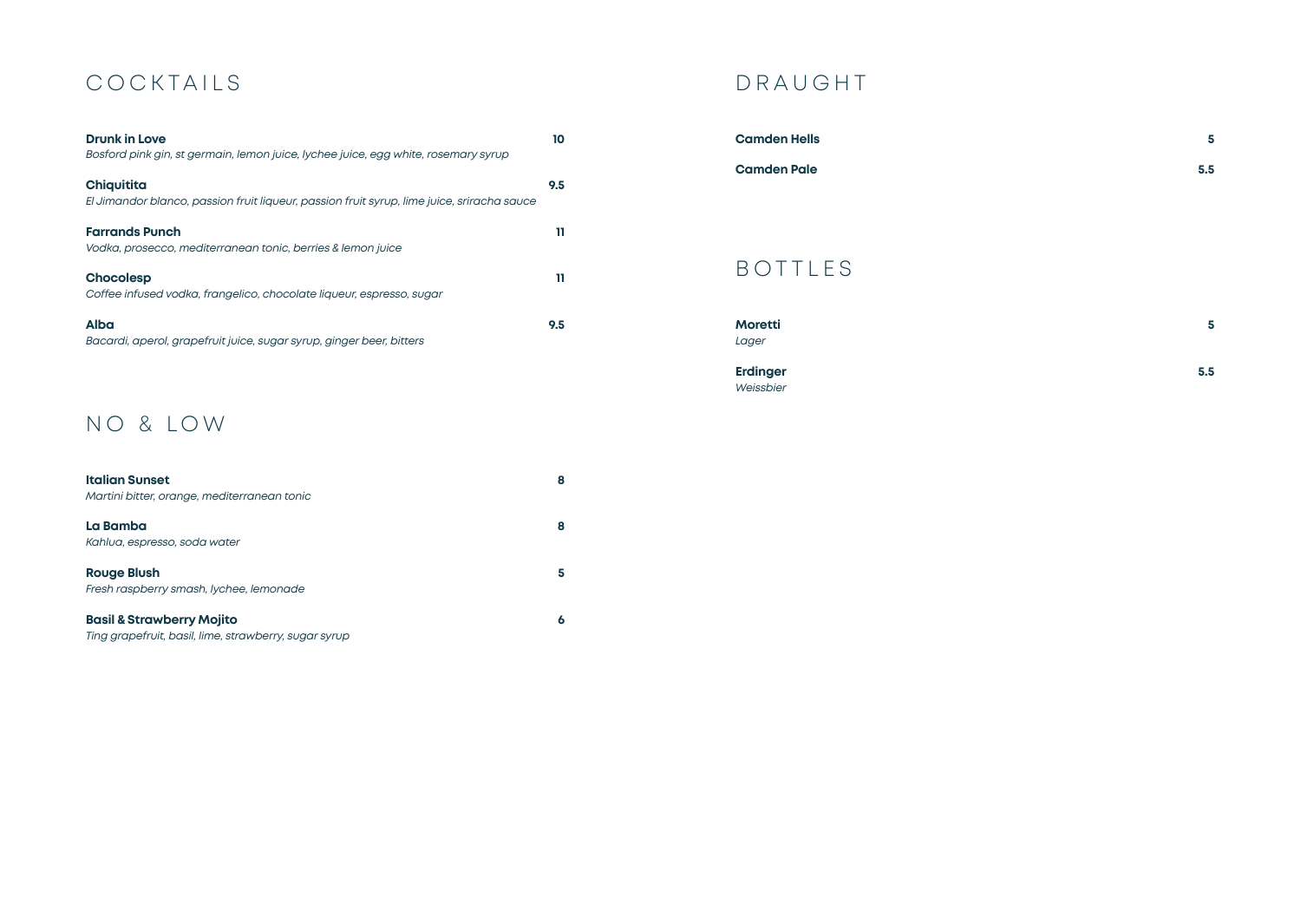## COCKTAILS

**Drunk in Love** **10**
*Bosford pink gin, st germain, lemon juice, lychee juice, egg white, rosemary syrup*

**Chiquitita** **9.5**
*El Jimandor blanco, passion fruit liqueur, passion fruit syrup, lime juice, sriracha sauce*

**Farrands Punch** **11**
*Vodka, prosecco, mediterranean tonic, berries & lemon juice*

**Chocolesp** **11**
*Coffee infused vodka, frangelico, chocolate liqueur, espresso, sugar*

**Alba** **9.5**
*Bacardi, aperol, grapefruit juice, sugar syrup, ginger beer, bitters*

## NO & LOW

**Italian Sunset** **8**
*Martini bitter, orange, mediterranean tonic*

**La Bamba** **8**
*Kahlua, espresso, soda water*

**Rouge Blush** **5**
*Fresh raspberry smash, lychee, lemonade*

**Basil & Strawberry Mojito** **6**
*Ting grapefruit, basil, lime, strawberry, sugar syrup*

## DRAUGHT

**Camden Hells** **5**

**Camden Pale** **5.5**

## BOTTLES

**Moretti** **5**
*Lager*

**Erdinger** **5.5**
*Weissbier*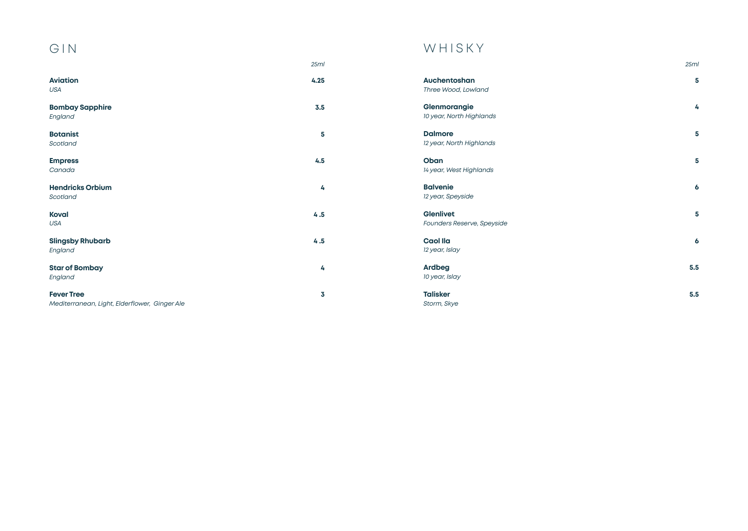# GIN

| | 25ml |
|---|---|
| **Aviation**<br>*USA* | **4.25** |
| **Bombay Sapphire**<br>*England* | **3.5** |
| **Botanist**<br>*Scotland* | **5** |
| **Empress**<br>*Canada* | **4.5** |
| **Hendricks Orbium**<br>*Scotland* | **4** |
| **Koval**<br>*USA* | **4 .5** |
| **Slingsby Rhubarb**<br>*England* | **4 .5** |
| **Star of Bombay**<br>*England* | **4** |
| **Fever Tree**<br>*Mediterranean, Light, Elderflower, Ginger Ale* | **3** |

# WHISKY

| | 25ml |
|---|---|
| **Auchentoshan**<br>*Three Wood, Lowland* | **5** |
| **Glenmorangie**<br>*10 year, North Highlands* | **4** |
| **Dalmore**<br>*12 year, North Highlands* | **5** |
| **Oban**<br>*14 year, West Highlands* | **5** |
| **Balvenie**<br>*12 year, Speyside* | **6** |
| **Glenlivet**<br>*Founders Reserve, Speyside* | **5** |
| **Caol Ila**<br>*12 year, Islay* | **6** |
| **Ardbeg**<br>*10 year, Islay* | **5.5** |
| **Talisker**<br>*Storm, Skye* | **5.5** |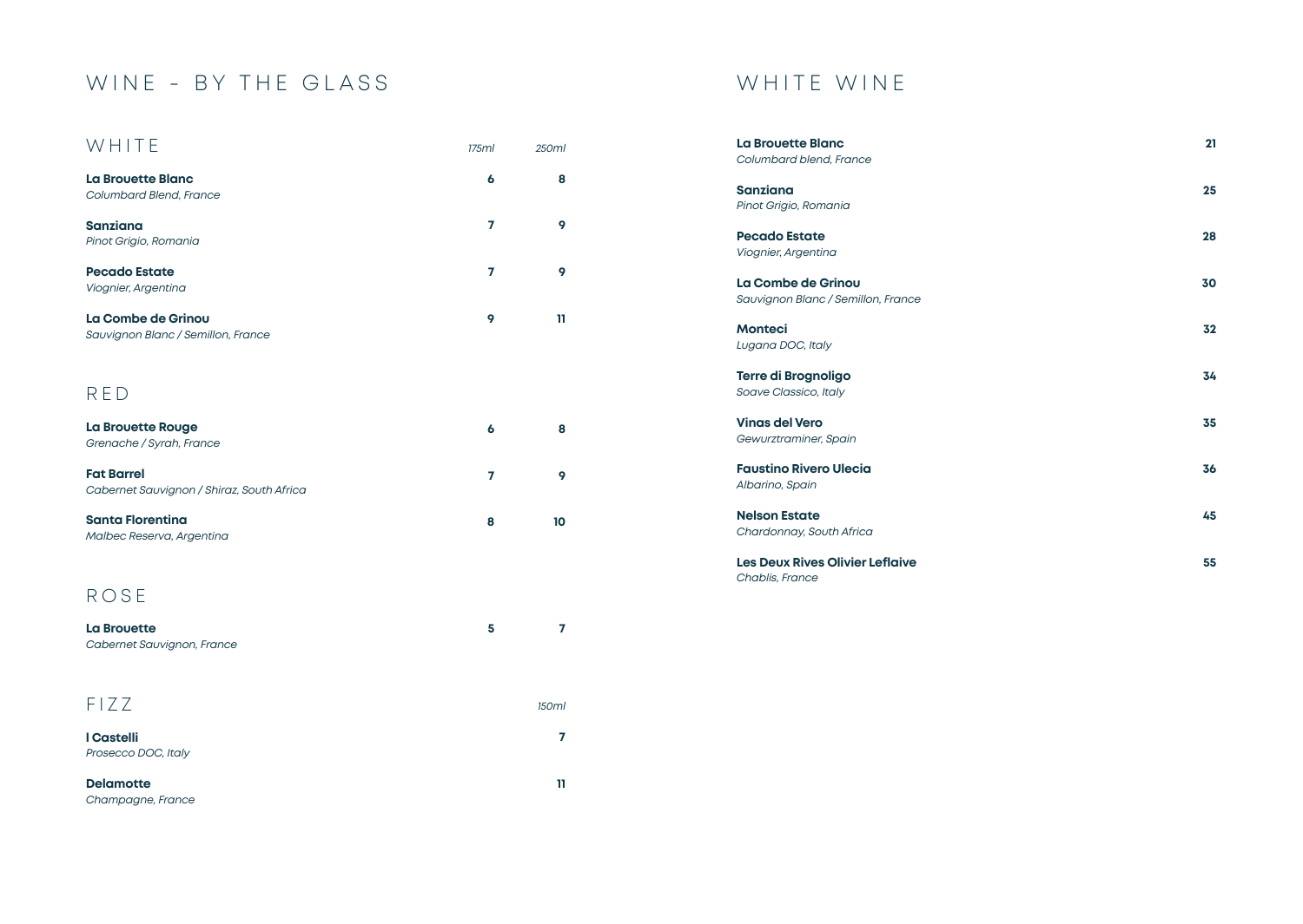# WINE - BY THE GLASS

## WHITE

| | 175ml | 250ml |
|---|---|---|
| **La Brouette Blanc**<br>*Columbard Blend, France* | **6** | **8** |
| **Sanziana**<br>*Pinot Grigio, Romania* | **7** | **9** |
| **Pecado Estate**<br>*Viognier, Argentina* | **7** | **9** |
| **La Combe de Grinou**<br>*Sauvignon Blanc / Semillon, France* | **9** | **11** |

## RED

| | 175ml | 250ml |
|---|---|---|
| **La Brouette Rouge**<br>*Grenache / Syrah, France* | **6** | **8** |
| **Fat Barrel**<br>*Cabernet Sauvignon / Shiraz, South Africa* | **7** | **9** |
| **Santa Florentina**<br>*Malbec Reserva, Argentina* | **8** | **10** |

## ROSE

| | 175ml | 250ml |
|---|---|---|
| **La Brouette**<br>*Cabernet Sauvignon, France* | **5** | **7** |

## FIZZ

| | 150ml |
|---|---|
| **I Castelli**<br>*Prosecco DOC, Italy* | **7** |
| **Delamotte**<br>*Champagne, France* | **11** |

# WHITE WINE

| | |
|---|---|
| **La Brouette Blanc**<br>*Columbard blend, France* | **21** |
| **Sanziana**<br>*Pinot Grigio, Romania* | **25** |
| **Pecado Estate**<br>*Viognier, Argentina* | **28** |
| **La Combe de Grinou**<br>*Sauvignon Blanc / Semillon, France* | **30** |
| **Monteci**<br>*Lugana DOC, Italy* | **32** |
| **Terre di Brognoligo**<br>*Soave Classico, Italy* | **34** |
| **Vinas del Vero**<br>*Gewurztraminer, Spain* | **35** |
| **Faustino Rivero Ulecia**<br>*Albarino, Spain* | **36** |
| **Nelson Estate**<br>*Chardonnay, South Africa* | **45** |
| **Les Deux Rives Olivier Leflaive**<br>*Chablis, France* | **55** |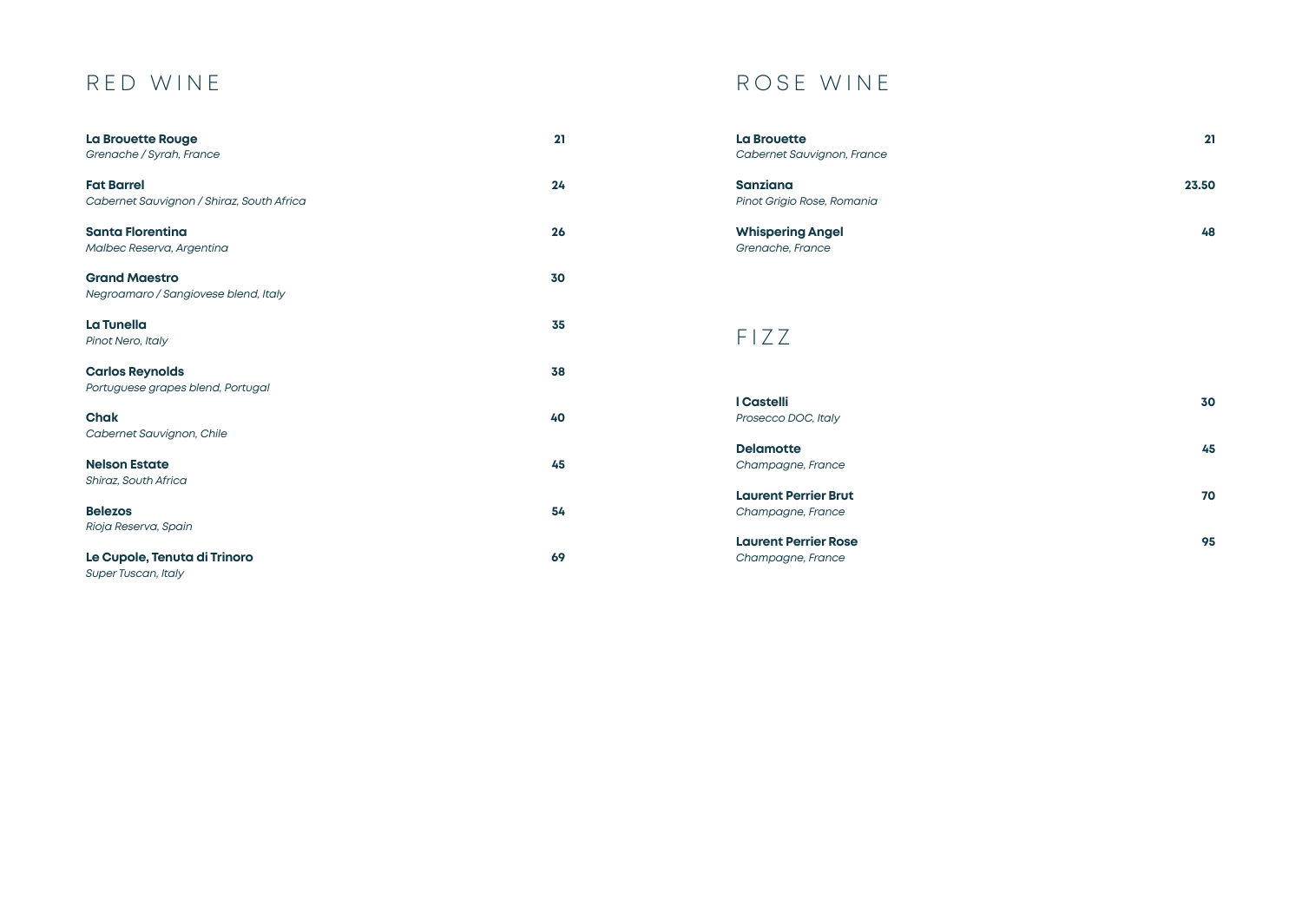# RED WINE

**La Brouette Rouge** **21**
*Grenache / Syrah, France*

**Fat Barrel** **24**
*Cabernet Sauvignon / Shiraz, South Africa*

**Santa Florentina** **26**
*Malbec Reserva, Argentina*

**Grand Maestro** **30**
*Negroamaro / Sangiovese blend, Italy*

**La Tunella** **35**
*Pinot Nero, Italy*

**Carlos Reynolds** **38**
*Portuguese grapes blend, Portugal*

**Chak** **40**
*Cabernet Sauvignon, Chile*

**Nelson Estate** **45**
*Shiraz, South Africa*

**Belezos** **54**
*Rioja Reserva, Spain*

**Le Cupole, Tenuta di Trinoro** **69**
*Super Tuscan, Italy*

# ROSE WINE

**La Brouette** **21**
*Cabernet Sauvignon, France*

**Sanziana** **23.50**
*Pinot Grigio Rose, Romania*

**Whispering Angel** **48**
*Grenache, France*

# FIZZ

**I Castelli** **30**
*Prosecco DOC, Italy*

**Delamotte** **45**
*Champagne, France*

**Laurent Perrier Brut** **70**
*Champagne, France*

**Laurent Perrier Rose** **95**
*Champagne, France*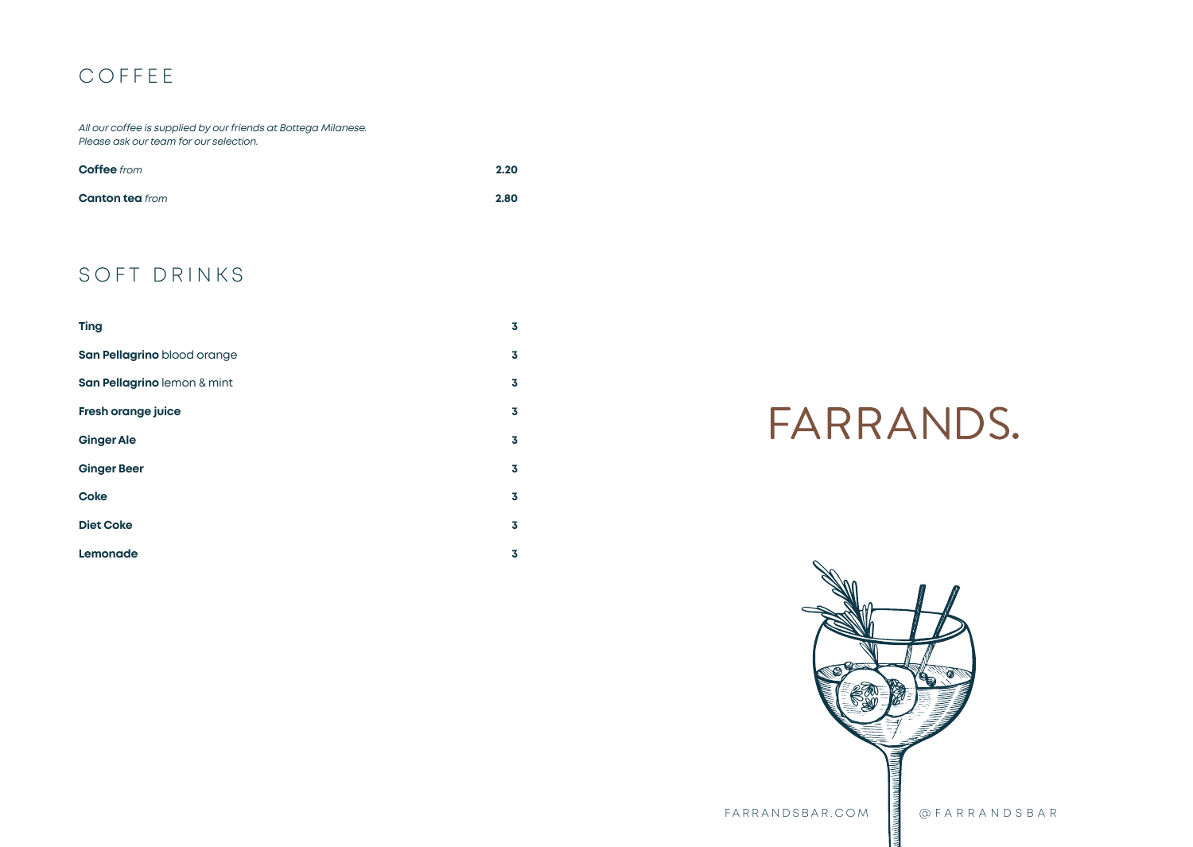## COFFEE

*All our coffee is supplied by our friends at Bottega Milanese.*
*Please ask our team for our selection.*

| | |
|---|---|
| **Coffee** *from* | **2.20** |
| **Canton tea** *from* | **2.80** |

## SOFT DRINKS

| | |
|---|---|
| **Ting** | **3** |
| **San Pellagrino** blood orange | **3** |
| **San Pellagrino** lemon & mint | **3** |
| **Fresh orange juice** | **3** |
| **Ginger Ale** | **3** |
| **Ginger Beer** | **3** |
| **Coke** | **3** |
| **Diet Coke** | **3** |
| **Lemonade** | **3** |

# FARRANDS.

FARRANDSBAR.COM

@FARRANDSBAR